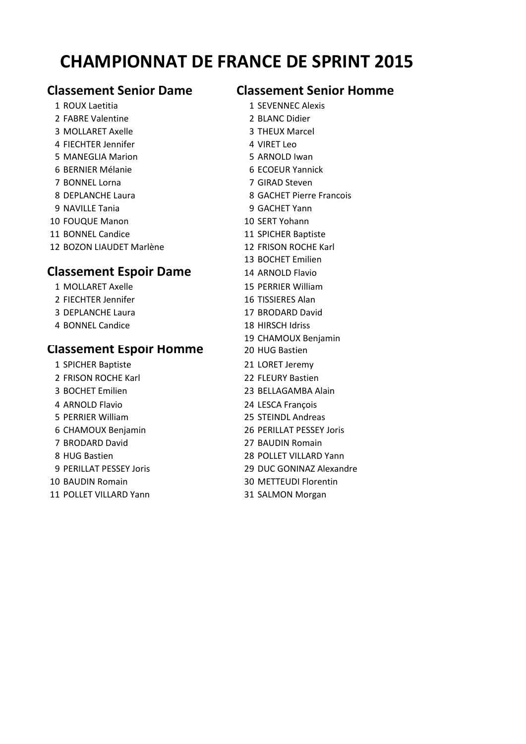# CHAMPIONNAT DE FRANCE DE SPRINT 2015

## Classement Senior Dame

1 ROUX Laetitia
2 FABRE Valentine
3 MOLLARET Axelle
4 FIECHTER Jennifer
5 MANEGLIA Marion
6 BERNIER Mélanie
7 BONNEL Lorna
8 DEPLANCHE Laura
9 NAVILLE Tania
10 FOUQUE Manon
11 BONNEL Candice
12 BOZON LIAUDET Marlène

## Classement Espoir Dame

1 MOLLARET Axelle
2 FIECHTER Jennifer
3 DEPLANCHE Laura
4 BONNEL Candice

## Classement Espoir Homme

1 SPICHER Baptiste
2 FRISON ROCHE Karl
3 BOCHET Emilien
4 ARNOLD Flavio
5 PERRIER William
6 CHAMOUX Benjamin
7 BRODARD David
8 HUG Bastien
9 PERILLAT PESSEY Joris
10 BAUDIN Romain
11 POLLET VILLARD Yann

## Classement Senior Homme

1 SEVENNEC Alexis
2 BLANC Didier
3 THEUX Marcel
4 VIRET Leo
5 ARNOLD Iwan
6 ECOEUR Yannick
7 GIRAD Steven
8 GACHET Pierre Francois
9 GACHET Yann
10 SERT Yohann
11 SPICHER Baptiste
12 FRISON ROCHE Karl
13 BOCHET Emilien
14 ARNOLD Flavio
15 PERRIER William
16 TISSIERES Alan
17 BRODARD David
18 HIRSCH Idriss
19 CHAMOUX Benjamin
20 HUG Bastien
21 LORET Jeremy
22 FLEURY Bastien
23 BELLAGAMBA Alain
24 LESCA François
25 STEINDL Andreas
26 PERILLAT PESSEY Joris
27 BAUDIN Romain
28 POLLET VILLARD Yann
29 DUC GONINAZ Alexandre
30 METTEUDI Florentin
31 SALMON Morgan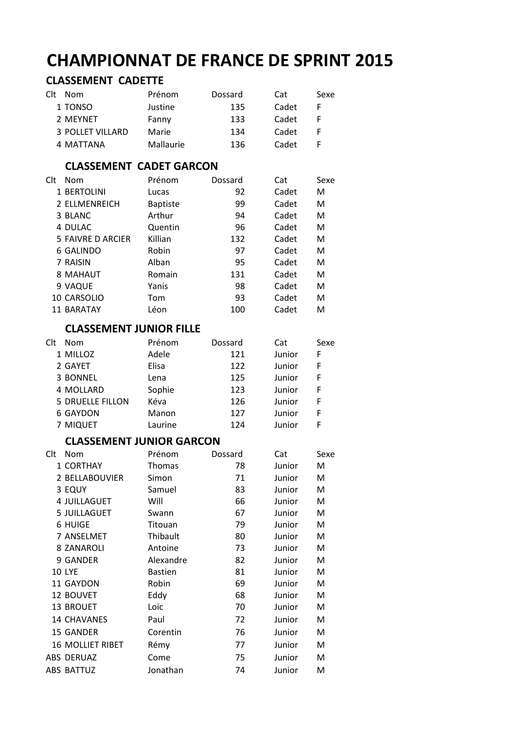# CHAMPIONNAT DE FRANCE DE SPRINT 2015

## CLASSEMENT CADETTE

| Clt | Nom | Prénom | Dossard | Cat | Sexe |
|---|---|---|---|---|---|
| 1 | TONSO | Justine | 135 | Cadet | F |
| 2 | MEYNET | Fanny | 133 | Cadet | F |
| 3 | POLLET VILLARD | Marie | 134 | Cadet | F |
| 4 | MATTANA | Mallaurie | 136 | Cadet | F |

## CLASSEMENT CADET GARCON

| Clt | Nom | Prénom | Dossard | Cat | Sexe |
|---|---|---|---|---|---|
| 1 | BERTOLINI | Lucas | 92 | Cadet | M |
| 2 | ELLMENREICH | Baptiste | 99 | Cadet | M |
| 3 | BLANC | Arthur | 94 | Cadet | M |
| 4 | DULAC | Quentin | 96 | Cadet | M |
| 5 | FAIVRE D ARCIER | Killian | 132 | Cadet | M |
| 6 | GALINDO | Robin | 97 | Cadet | M |
| 7 | RAISIN | Alban | 95 | Cadet | M |
| 8 | MAHAUT | Romain | 131 | Cadet | M |
| 9 | VAQUE | Yanis | 98 | Cadet | M |
| 10 | CARSOLIO | Tom | 93 | Cadet | M |
| 11 | BARATAY | Léon | 100 | Cadet | M |

## CLASSEMENT JUNIOR FILLE

| Clt | Nom | Prénom | Dossard | Cat | Sexe |
|---|---|---|---|---|---|
| 1 | MILLOZ | Adele | 121 | Junior | F |
| 2 | GAYET | Elisa | 122 | Junior | F |
| 3 | BONNEL | Lena | 125 | Junior | F |
| 4 | MOLLARD | Sophie | 123 | Junior | F |
| 5 | DRUELLE FILLON | Kéva | 126 | Junior | F |
| 6 | GAYDON | Manon | 127 | Junior | F |
| 7 | MIQUET | Laurine | 124 | Junior | F |

## CLASSEMENT JUNIOR GARCON

| Clt | Nom | Prénom | Dossard | Cat | Sexe |
|---|---|---|---|---|---|
| 1 | CORTHAY | Thomas | 78 | Junior | M |
| 2 | BELLABOUVIER | Simon | 71 | Junior | M |
| 3 | EQUY | Samuel | 83 | Junior | M |
| 4 | JUILLAGUET | Will | 66 | Junior | M |
| 5 | JUILLAGUET | Swann | 67 | Junior | M |
| 6 | HUIGE | Titouan | 79 | Junior | M |
| 7 | ANSELMET | Thibault | 80 | Junior | M |
| 8 | ZANAROLI | Antoine | 73 | Junior | M |
| 9 | GANDER | Alexandre | 82 | Junior | M |
| 10 | LYE | Bastien | 81 | Junior | M |
| 11 | GAYDON | Robin | 69 | Junior | M |
| 12 | BOUVET | Eddy | 68 | Junior | M |
| 13 | BROUET | Loic | 70 | Junior | M |
| 14 | CHAVANES | Paul | 72 | Junior | M |
| 15 | GANDER | Corentin | 76 | Junior | M |
| 16 | MOLLIET RIBET | Rémy | 77 | Junior | M |
| ABS | DERUAZ | Come | 75 | Junior | M |
| ABS | BATTUZ | Jonathan | 74 | Junior | M |